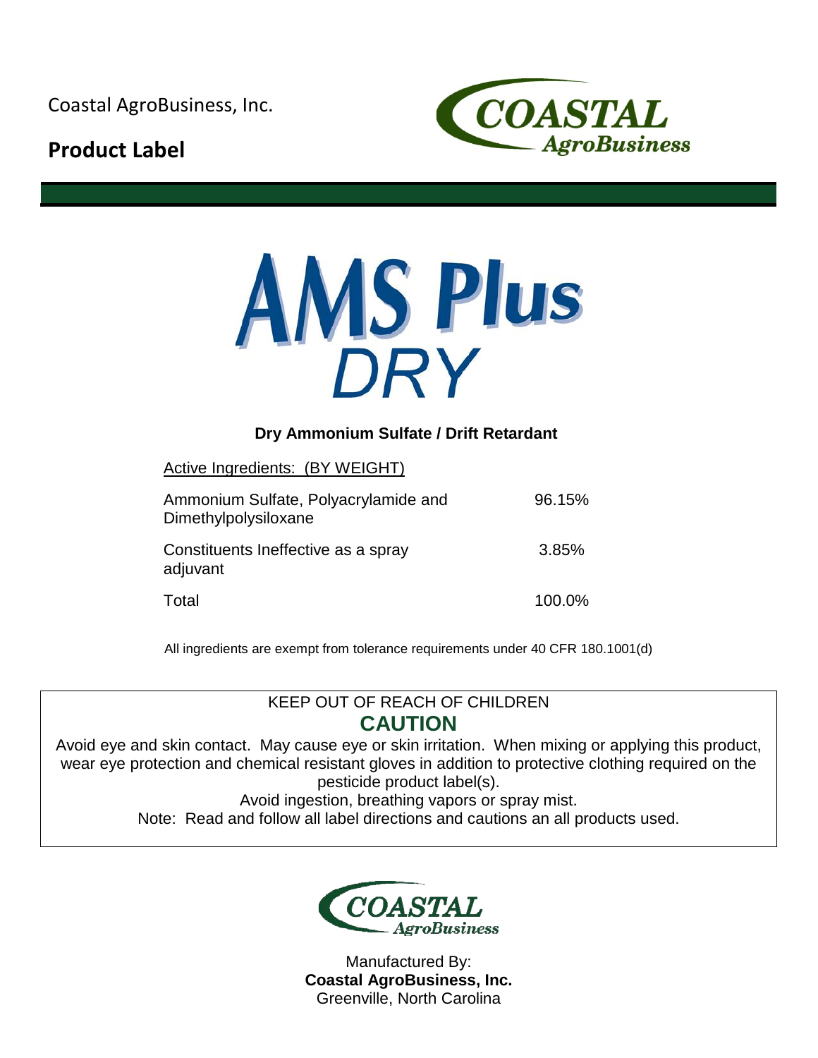Coastal AgroBusiness, Inc.

**Product Label**

COASTAL AgroBusiness

# AMS Plus DRY

**Dry Ammonium Sulfate / Drift Retardant**

| Active Ingredients: (BY WEIGHT) | |
|---|---|
| Ammonium Sulfate, Polyacrylamide and Dimethylpolysiloxane | 96.15% |
| Constituents Ineffective as a spray adjuvant | 3.85% |
| Total | 100.0% |

All ingredients are exempt from tolerance requirements under 40 CFR 180.1001(d)

KEEP OUT OF REACH OF CHILDREN

**CAUTION**

Avoid eye and skin contact. May cause eye or skin irritation. When mixing or applying this product, wear eye protection and chemical resistant gloves in addition to protective clothing required on the pesticide product label(s).

Avoid ingestion, breathing vapors or spray mist.

Note: Read and follow all label directions and cautions an all products used.

COASTAL AgroBusiness

Manufactured By:
**Coastal AgroBusiness, Inc.**
Greenville, North Carolina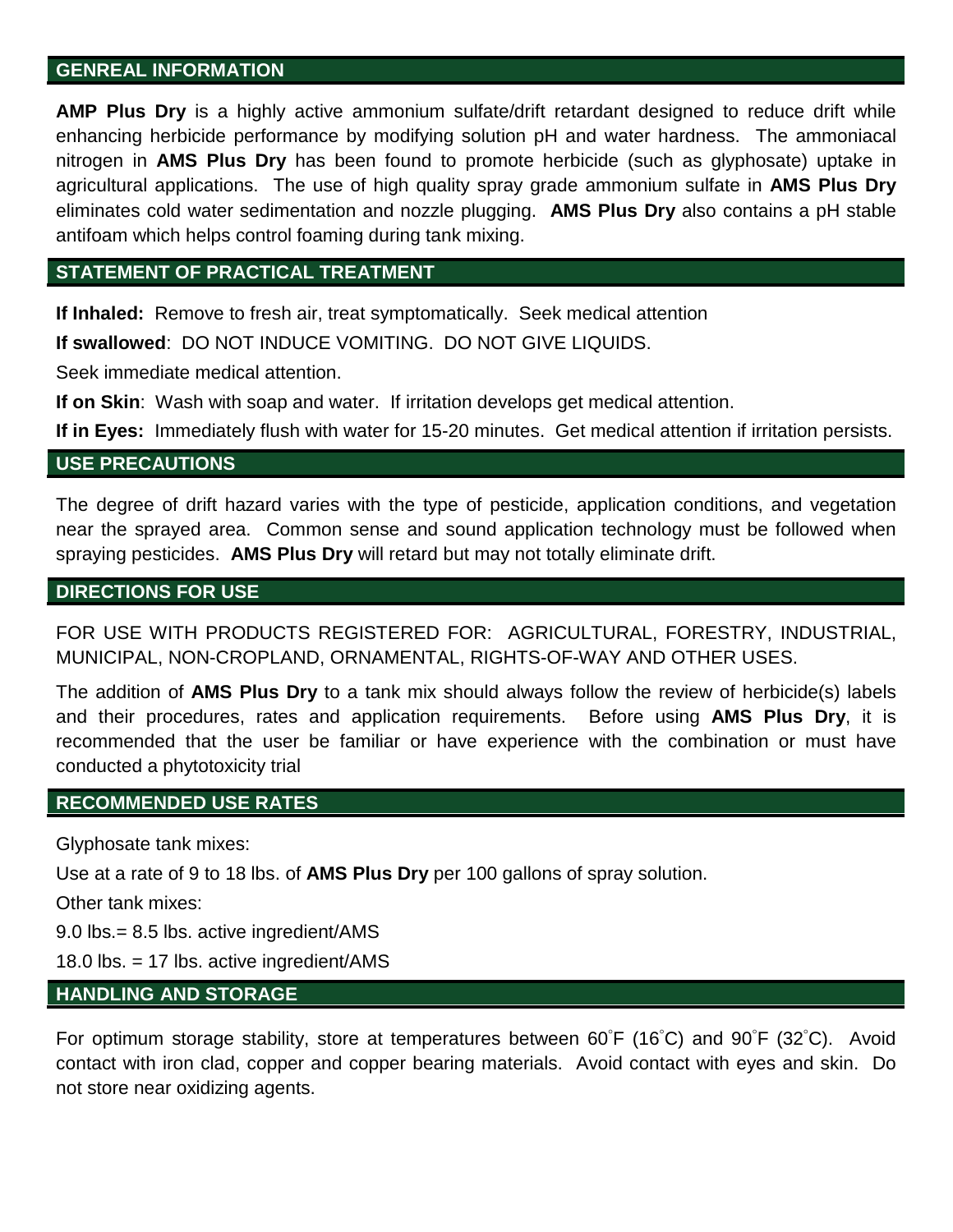## GENREAL INFORMATION

**AMP Plus Dry** is a highly active ammonium sulfate/drift retardant designed to reduce drift while enhancing herbicide performance by modifying solution pH and water hardness. The ammoniacal nitrogen in **AMS Plus Dry** has been found to promote herbicide (such as glyphosate) uptake in agricultural applications. The use of high quality spray grade ammonium sulfate in **AMS Plus Dry** eliminates cold water sedimentation and nozzle plugging. **AMS Plus Dry** also contains a pH stable antifoam which helps control foaming during tank mixing.

## STATEMENT OF PRACTICAL TREATMENT

**If Inhaled:** Remove to fresh air, treat symptomatically. Seek medical attention

**If swallowed**: DO NOT INDUCE VOMITING. DO NOT GIVE LIQUIDS.

Seek immediate medical attention.

**If on Skin**: Wash with soap and water. If irritation develops get medical attention.

**If in Eyes:** Immediately flush with water for 15-20 minutes. Get medical attention if irritation persists.

## USE PRECAUTIONS

The degree of drift hazard varies with the type of pesticide, application conditions, and vegetation near the sprayed area. Common sense and sound application technology must be followed when spraying pesticides. **AMS Plus Dry** will retard but may not totally eliminate drift.

## DIRECTIONS FOR USE

FOR USE WITH PRODUCTS REGISTERED FOR: AGRICULTURAL, FORESTRY, INDUSTRIAL, MUNICIPAL, NON-CROPLAND, ORNAMENTAL, RIGHTS-OF-WAY AND OTHER USES.

The addition of **AMS Plus Dry** to a tank mix should always follow the review of herbicide(s) labels and their procedures, rates and application requirements. Before using **AMS Plus Dry**, it is recommended that the user be familiar or have experience with the combination or must have conducted a phytotoxicity trial

## RECOMMENDED USE RATES

Glyphosate tank mixes:

Use at a rate of 9 to 18 lbs. of **AMS Plus Dry** per 100 gallons of spray solution.

Other tank mixes:

9.0 lbs.= 8.5 lbs. active ingredient/AMS

18.0 lbs. = 17 lbs. active ingredient/AMS

## HANDLING AND STORAGE

For optimum storage stability, store at temperatures between 60°F (16°C) and 90°F (32°C). Avoid contact with iron clad, copper and copper bearing materials. Avoid contact with eyes and skin. Do not store near oxidizing agents.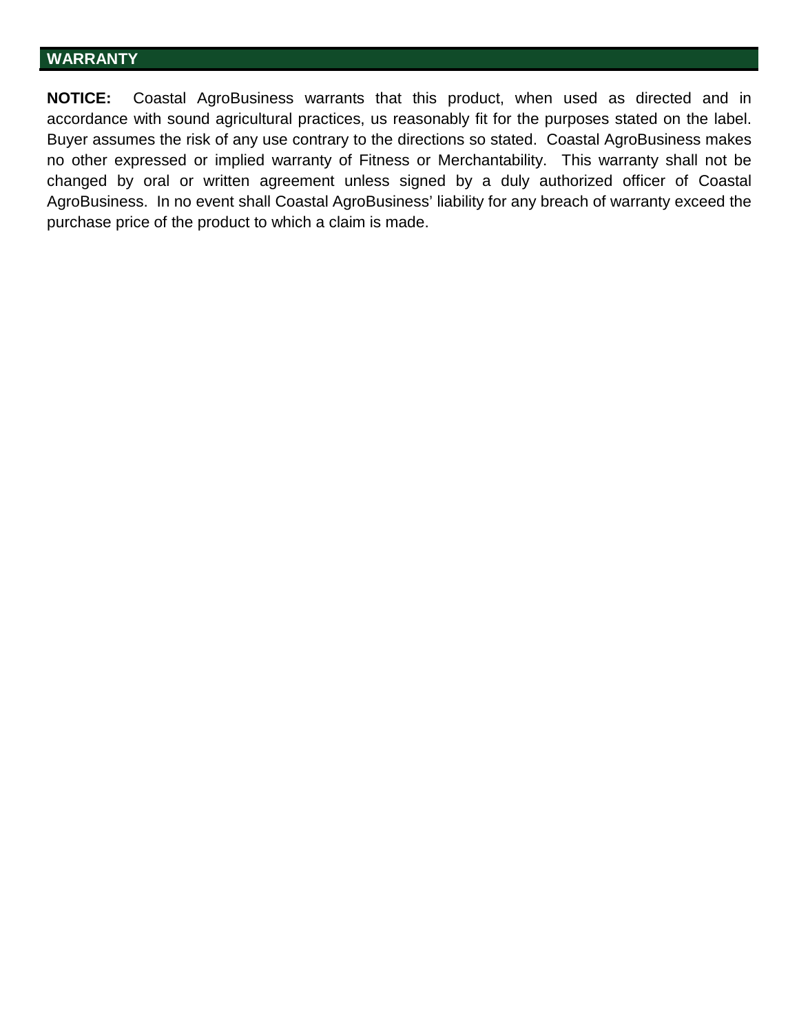## WARRANTY

**NOTICE:** Coastal AgroBusiness warrants that this product, when used as directed and in accordance with sound agricultural practices, us reasonably fit for the purposes stated on the label. Buyer assumes the risk of any use contrary to the directions so stated. Coastal AgroBusiness makes no other expressed or implied warranty of Fitness or Merchantability. This warranty shall not be changed by oral or written agreement unless signed by a duly authorized officer of Coastal AgroBusiness. In no event shall Coastal AgroBusiness' liability for any breach of warranty exceed the purchase price of the product to which a claim is made.